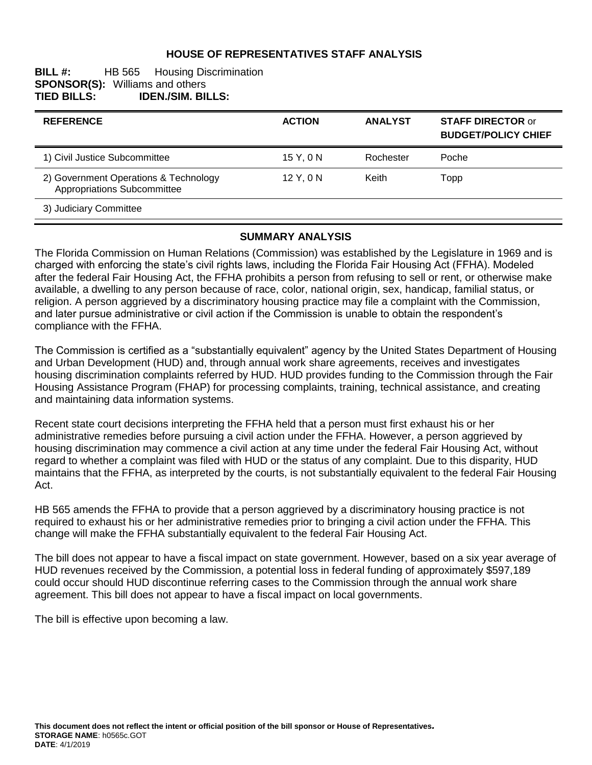# HOUSE OF REPRESENTATIVES STAFF ANALYSIS

**BILL #:** HB 565 Housing Discrimination
**SPONSOR(S):** Williams and others
**TIED BILLS:** **IDEN./SIM. BILLS:**

| REFERENCE | ACTION | ANALYST | STAFF DIRECTOR or BUDGET/POLICY CHIEF |
|---|---|---|---|
| 1) Civil Justice Subcommittee | 15 Y, 0 N | Rochester | Poche |
| 2) Government Operations & Technology Appropriations Subcommittee | 12 Y, 0 N | Keith | Topp |
| 3) Judiciary Committee | | | |

## SUMMARY ANALYSIS

The Florida Commission on Human Relations (Commission) was established by the Legislature in 1969 and is charged with enforcing the state's civil rights laws, including the Florida Fair Housing Act (FFHA). Modeled after the federal Fair Housing Act, the FFHA prohibits a person from refusing to sell or rent, or otherwise make available, a dwelling to any person because of race, color, national origin, sex, handicap, familial status, or religion. A person aggrieved by a discriminatory housing practice may file a complaint with the Commission, and later pursue administrative or civil action if the Commission is unable to obtain the respondent's compliance with the FFHA.

The Commission is certified as a "substantially equivalent" agency by the United States Department of Housing and Urban Development (HUD) and, through annual work share agreements, receives and investigates housing discrimination complaints referred by HUD. HUD provides funding to the Commission through the Fair Housing Assistance Program (FHAP) for processing complaints, training, technical assistance, and creating and maintaining data information systems.

Recent state court decisions interpreting the FFHA held that a person must first exhaust his or her administrative remedies before pursuing a civil action under the FFHA. However, a person aggrieved by housing discrimination may commence a civil action at any time under the federal Fair Housing Act, without regard to whether a complaint was filed with HUD or the status of any complaint. Due to this disparity, HUD maintains that the FFHA, as interpreted by the courts, is not substantially equivalent to the federal Fair Housing Act.

HB 565 amends the FFHA to provide that a person aggrieved by a discriminatory housing practice is not required to exhaust his or her administrative remedies prior to bringing a civil action under the FFHA. This change will make the FFHA substantially equivalent to the federal Fair Housing Act.

The bill does not appear to have a fiscal impact on state government. However, based on a six year average of HUD revenues received by the Commission, a potential loss in federal funding of approximately $597,189 could occur should HUD discontinue referring cases to the Commission through the annual work share agreement. This bill does not appear to have a fiscal impact on local governments.

The bill is effective upon becoming a law.

**This document does not reflect the intent or official position of the bill sponsor or House of Representatives.**
**STORAGE NAME**: h0565c.GOT
**DATE**: 4/1/2019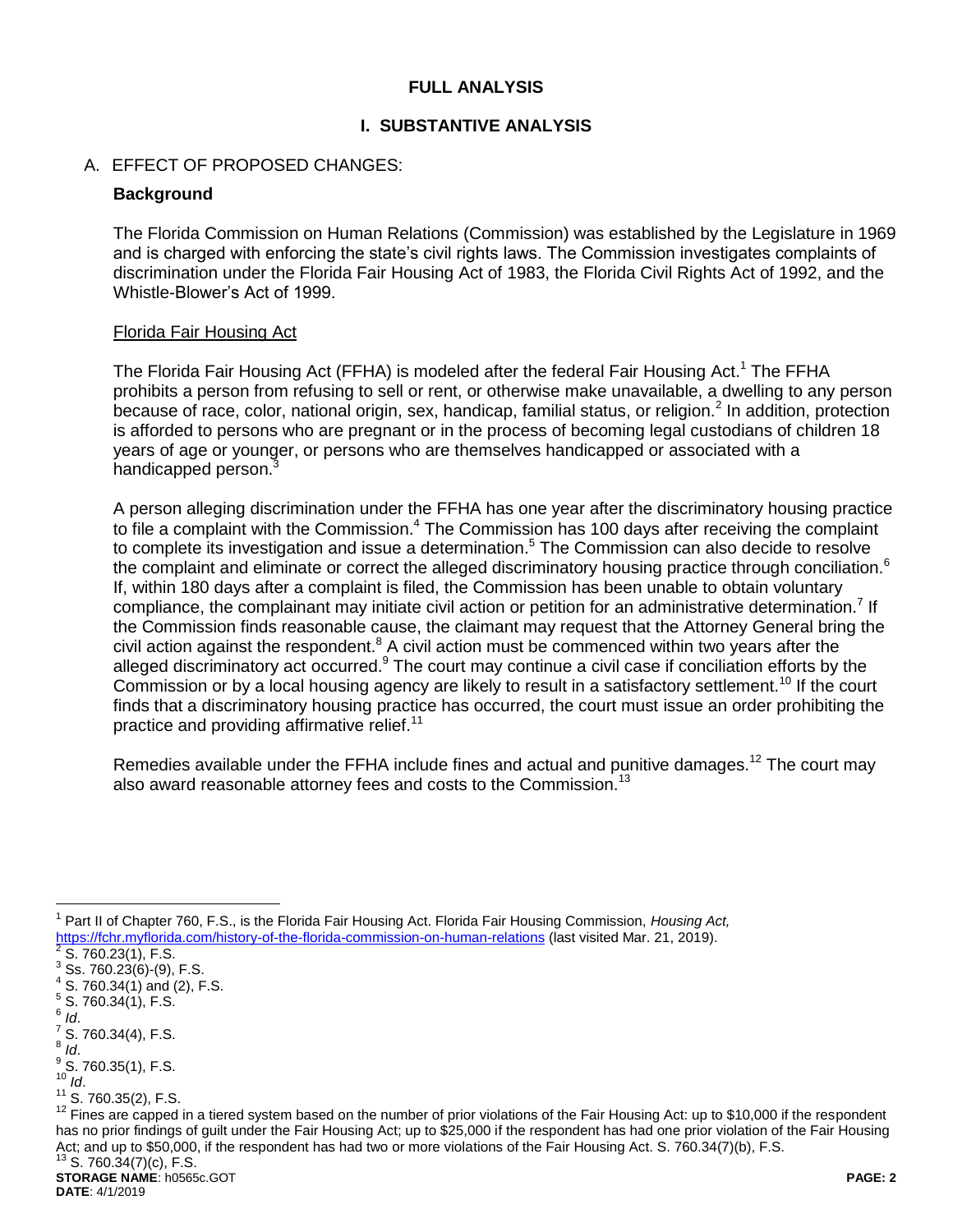# FULL ANALYSIS

## I. SUBSTANTIVE ANALYSIS

### A. EFFECT OF PROPOSED CHANGES:

**Background**

The Florida Commission on Human Relations (Commission) was established by the Legislature in 1969 and is charged with enforcing the state's civil rights laws. The Commission investigates complaints of discrimination under the Florida Fair Housing Act of 1983, the Florida Civil Rights Act of 1992, and the Whistle-Blower's Act of 1999.

Florida Fair Housing Act

The Florida Fair Housing Act (FFHA) is modeled after the federal Fair Housing Act.[1] The FFHA prohibits a person from refusing to sell or rent, or otherwise make unavailable, a dwelling to any person because of race, color, national origin, sex, handicap, familial status, or religion.[2] In addition, protection is afforded to persons who are pregnant or in the process of becoming legal custodians of children 18 years of age or younger, or persons who are themselves handicapped or associated with a handicapped person.[3]

A person alleging discrimination under the FFHA has one year after the discriminatory housing practice to file a complaint with the Commission.[4] The Commission has 100 days after receiving the complaint to complete its investigation and issue a determination.[5] The Commission can also decide to resolve the complaint and eliminate or correct the alleged discriminatory housing practice through conciliation.[6] If, within 180 days after a complaint is filed, the Commission has been unable to obtain voluntary compliance, the complainant may initiate civil action or petition for an administrative determination.[7] If the Commission finds reasonable cause, the claimant may request that the Attorney General bring the civil action against the respondent.[8] A civil action must be commenced within two years after the alleged discriminatory act occurred.[9] The court may continue a civil case if conciliation efforts by the Commission or by a local housing agency are likely to result in a satisfactory settlement.[10] If the court finds that a discriminatory housing practice has occurred, the court must issue an order prohibiting the practice and providing affirmative relief.[11]

Remedies available under the FFHA include fines and actual and punitive damages.[12] The court may also award reasonable attorney fees and costs to the Commission.[13]

---

[1] Part II of Chapter 760, F.S., is the Florida Fair Housing Act. Florida Fair Housing Commission, *Housing Act,* https://fchr.myflorida.com/history-of-the-florida-commission-on-human-relations (last visited Mar. 21, 2019).

[2] S. 760.23(1), F.S.

[3] Ss. 760.23(6)-(9), F.S.

[4] S. 760.34(1) and (2), F.S.

[5] S. 760.34(1), F.S.

[6] *Id*.

[7] S. 760.34(4), F.S.

[8] *Id*.

[9] S. 760.35(1), F.S.

[10] *Id*.

[11] S. 760.35(2), F.S.

[12] Fines are capped in a tiered system based on the number of prior violations of the Fair Housing Act: up to $10,000 if the respondent has no prior findings of guilt under the Fair Housing Act; up to $25,000 if the respondent has had one prior violation of the Fair Housing Act; and up to $50,000, if the respondent has had two or more violations of the Fair Housing Act. S. 760.34(7)(b), F.S.

[13] S. 760.34(7)(c), F.S.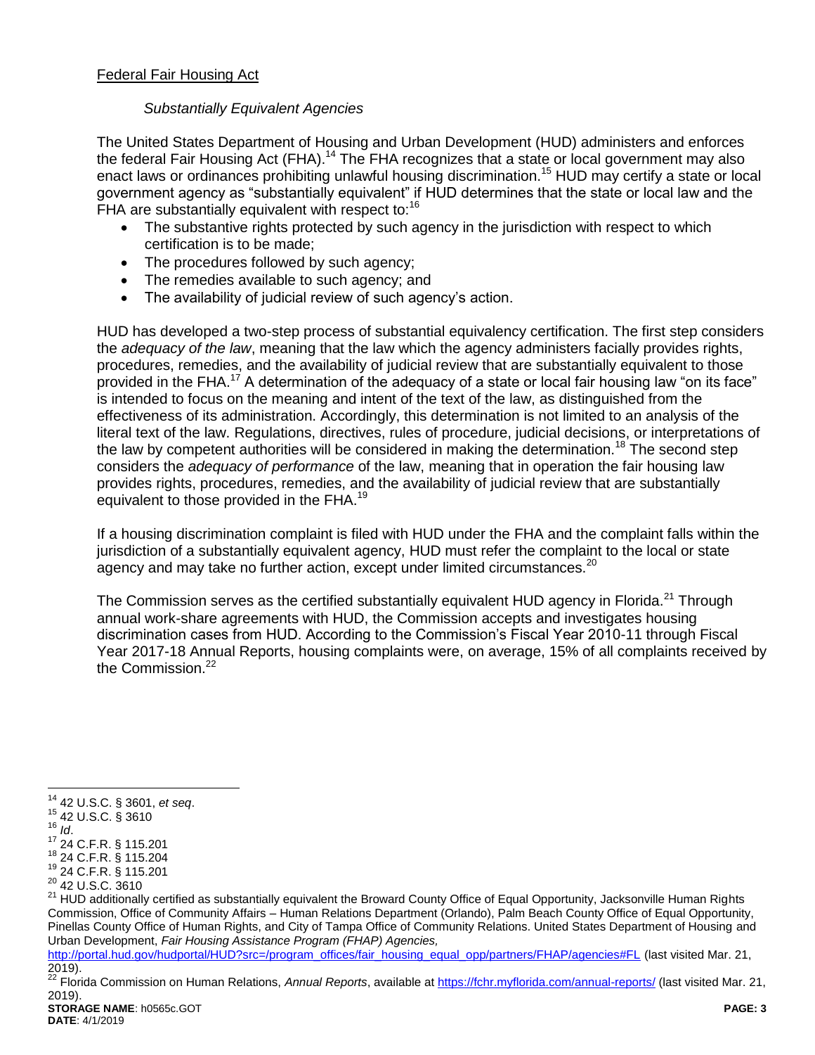Federal Fair Housing Act

*Substantially Equivalent Agencies*

The United States Department of Housing and Urban Development (HUD) administers and enforces the federal Fair Housing Act (FHA).[14] The FHA recognizes that a state or local government may also enact laws or ordinances prohibiting unlawful housing discrimination.[15] HUD may certify a state or local government agency as "substantially equivalent" if HUD determines that the state or local law and the FHA are substantially equivalent with respect to:[16]

- The substantive rights protected by such agency in the jurisdiction with respect to which certification is to be made;
- The procedures followed by such agency;
- The remedies available to such agency; and
- The availability of judicial review of such agency's action.

HUD has developed a two-step process of substantial equivalency certification. The first step considers the *adequacy of the law*, meaning that the law which the agency administers facially provides rights, procedures, remedies, and the availability of judicial review that are substantially equivalent to those provided in the FHA.[17] A determination of the adequacy of a state or local fair housing law "on its face" is intended to focus on the meaning and intent of the text of the law, as distinguished from the effectiveness of its administration. Accordingly, this determination is not limited to an analysis of the literal text of the law. Regulations, directives, rules of procedure, judicial decisions, or interpretations of the law by competent authorities will be considered in making the determination.[18] The second step considers the *adequacy of performance* of the law, meaning that in operation the fair housing law provides rights, procedures, remedies, and the availability of judicial review that are substantially equivalent to those provided in the FHA.[19]

If a housing discrimination complaint is filed with HUD under the FHA and the complaint falls within the jurisdiction of a substantially equivalent agency, HUD must refer the complaint to the local or state agency and may take no further action, except under limited circumstances.[20]

The Commission serves as the certified substantially equivalent HUD agency in Florida.[21] Through annual work-share agreements with HUD, the Commission accepts and investigates housing discrimination cases from HUD. According to the Commission's Fiscal Year 2010-11 through Fiscal Year 2017-18 Annual Reports, housing complaints were, on average, 15% of all complaints received by the Commission.[22]

---

[14] 42 U.S.C. § 3601, *et seq*.

[15] 42 U.S.C. § 3610

[16] *Id*.

[17] 24 C.F.R. § 115.201

[18] 24 C.F.R. § 115.204

[19] 24 C.F.R. § 115.201

[20] 42 U.S.C. 3610

[21] HUD additionally certified as substantially equivalent the Broward County Office of Equal Opportunity, Jacksonville Human Rights Commission, Office of Community Affairs – Human Relations Department (Orlando), Palm Beach County Office of Equal Opportunity, Pinellas County Office of Human Rights, and City of Tampa Office of Community Relations. United States Department of Housing and Urban Development, *Fair Housing Assistance Program (FHAP) Agencies,* http://portal.hud.gov/hudportal/HUD?src=/program_offices/fair_housing_equal_opp/partners/FHAP/agencies#FL (last visited Mar. 21, 2019).

[22] Florida Commission on Human Relations, *Annual Reports*, available at https://fchr.myflorida.com/annual-reports/ (last visited Mar. 21, 2019).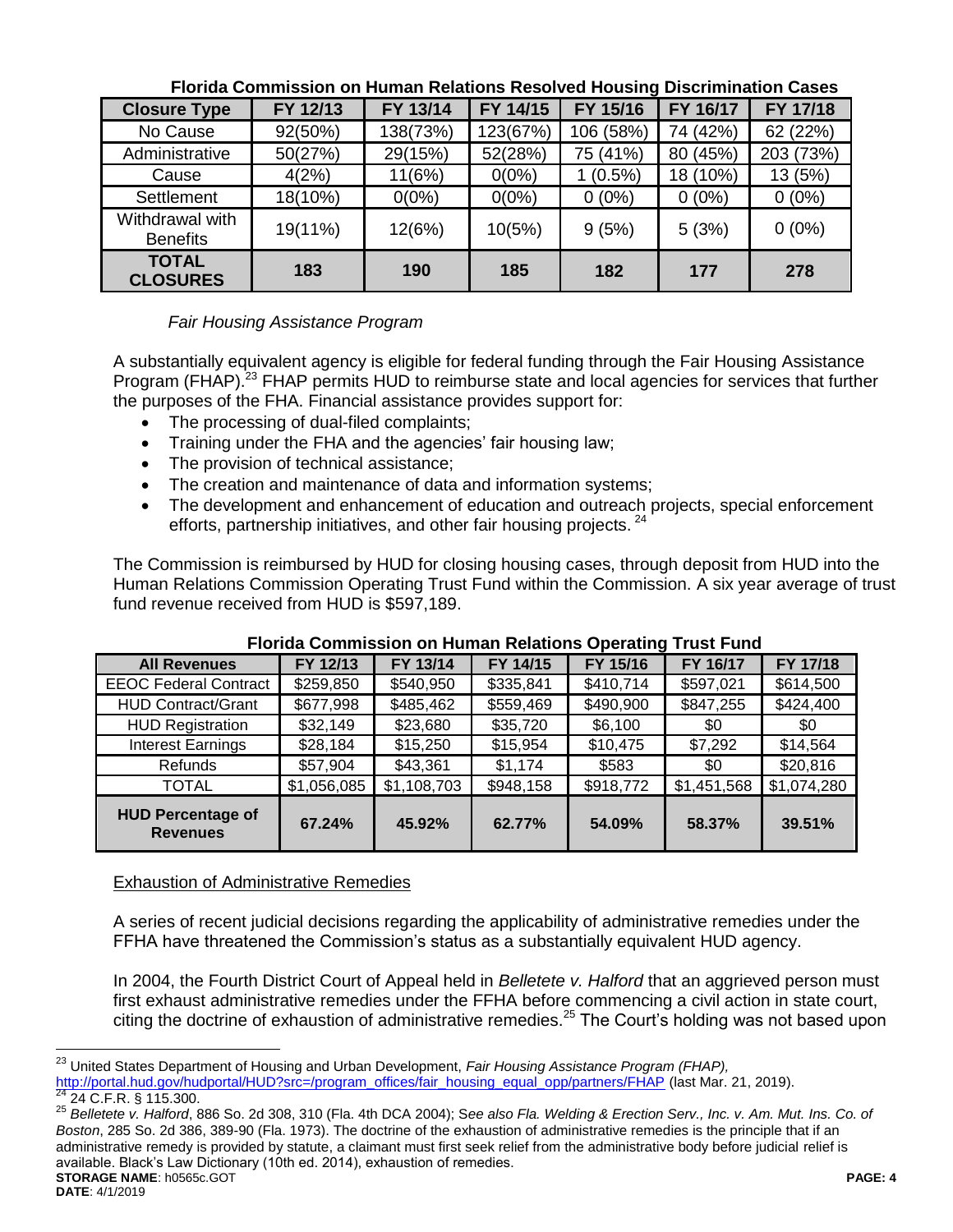**Florida Commission on Human Relations Resolved Housing Discrimination Cases**

| Closure Type | FY 12/13 | FY 13/14 | FY 14/15 | FY 15/16 | FY 16/17 | FY 17/18 |
|---|---|---|---|---|---|---|
| No Cause | 92(50%) | 138(73%) | 123(67%) | 106 (58%) | 74 (42%) | 62 (22%) |
| Administrative | 50(27%) | 29(15%) | 52(28%) | 75 (41%) | 80 (45%) | 203 (73%) |
| Cause | 4(2%) | 11(6%) | 0(0%) | 1 (0.5%) | 18 (10%) | 13 (5%) |
| Settlement | 18(10%) | 0(0%) | 0(0%) | 0 (0%) | 0 (0%) | 0 (0%) |
| Withdrawal with Benefits | 19(11%) | 12(6%) | 10(5%) | 9 (5%) | 5 (3%) | 0 (0%) |
| **TOTAL CLOSURES** | **183** | **190** | **185** | **182** | **177** | **278** |

*Fair Housing Assistance Program*

A substantially equivalent agency is eligible for federal funding through the Fair Housing Assistance Program (FHAP).[23] FHAP permits HUD to reimburse state and local agencies for services that further the purposes of the FHA. Financial assistance provides support for:

- The processing of dual-filed complaints;
- Training under the FHA and the agencies' fair housing law;
- The provision of technical assistance;
- The creation and maintenance of data and information systems;
- The development and enhancement of education and outreach projects, special enforcement efforts, partnership initiatives, and other fair housing projects.[24]

The Commission is reimbursed by HUD for closing housing cases, through deposit from HUD into the Human Relations Commission Operating Trust Fund within the Commission. A six year average of trust fund revenue received from HUD is $597,189.

**Florida Commission on Human Relations Operating Trust Fund**

| All Revenues | FY 12/13 | FY 13/14 | FY 14/15 | FY 15/16 | FY 16/17 | FY 17/18 |
|---|---|---|---|---|---|---|
| EEOC Federal Contract | $259,850 | $540,950 | $335,841 | $410,714 | $597,021 | $614,500 |
| HUD Contract/Grant | $677,998 | $485,462 | $559,469 | $490,900 | $847,255 | $424,400 |
| HUD Registration | $32,149 | $23,680 | $35,720 | $6,100 | $0 | $0 |
| Interest Earnings | $28,184 | $15,250 | $15,954 | $10,475 | $7,292 | $14,564 |
| Refunds | $57,904 | $43,361 | $1,174 | $583 | $0 | $20,816 |
| TOTAL | $1,056,085 | $1,108,703 | $948,158 | $918,772 | $1,451,568 | $1,074,280 |
| **HUD Percentage of Revenues** | **67.24%** | **45.92%** | **62.77%** | **54.09%** | **58.37%** | **39.51%** |

<u>Exhaustion of Administrative Remedies</u>

A series of recent judicial decisions regarding the applicability of administrative remedies under the FFHA have threatened the Commission's status as a substantially equivalent HUD agency.

In 2004, the Fourth District Court of Appeal held in *Belletete v. Halford* that an aggrieved person must first exhaust administrative remedies under the FFHA before commencing a civil action in state court, citing the doctrine of exhaustion of administrative remedies.[25] The Court's holding was not based upon

---

[23] United States Department of Housing and Urban Development, *Fair Housing Assistance Program (FHAP)*, http://portal.hud.gov/hudportal/HUD?src=/program_offices/fair_housing_equal_opp/partners/FHAP (last Mar. 21, 2019).

[24] 24 C.F.R. § 115.300.

[25] *Belletete v. Halford*, 886 So. 2d 308, 310 (Fla. 4th DCA 2004); S*ee also Fla. Welding & Erection Serv., Inc. v. Am. Mut. Ins. Co. of Boston*, 285 So. 2d 386, 389-90 (Fla. 1973). The doctrine of the exhaustion of administrative remedies is the principle that if an administrative remedy is provided by statute, a claimant must first seek relief from the administrative body before judicial relief is available. Black's Law Dictionary (10th ed. 2014), exhaustion of remedies.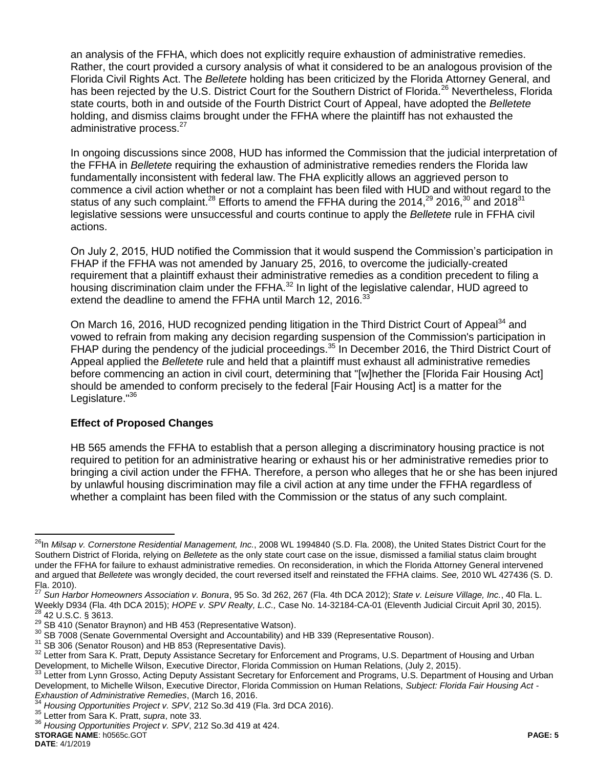an analysis of the FFHA, which does not explicitly require exhaustion of administrative remedies. Rather, the court provided a cursory analysis of what it considered to be an analogous provision of the Florida Civil Rights Act. The *Belletete* holding has been criticized by the Florida Attorney General, and has been rejected by the U.S. District Court for the Southern District of Florida.[26] Nevertheless, Florida state courts, both in and outside of the Fourth District Court of Appeal, have adopted the *Belletete* holding, and dismiss claims brought under the FFHA where the plaintiff has not exhausted the administrative process.[27]

In ongoing discussions since 2008, HUD has informed the Commission that the judicial interpretation of the FFHA in *Belletete* requiring the exhaustion of administrative remedies renders the Florida law fundamentally inconsistent with federal law. The FHA explicitly allows an aggrieved person to commence a civil action whether or not a complaint has been filed with HUD and without regard to the status of any such complaint.[28] Efforts to amend the FFHA during the 2014,[29] 2016,[30] and 2018[31] legislative sessions were unsuccessful and courts continue to apply the *Belletete* rule in FFHA civil actions.

On July 2, 2015, HUD notified the Commission that it would suspend the Commission's participation in FHAP if the FFHA was not amended by January 25, 2016, to overcome the judicially-created requirement that a plaintiff exhaust their administrative remedies as a condition precedent to filing a housing discrimination claim under the FFHA.[32] In light of the legislative calendar, HUD agreed to extend the deadline to amend the FFHA until March 12, 2016.[33]

On March 16, 2016, HUD recognized pending litigation in the Third District Court of Appeal[34] and vowed to refrain from making any decision regarding suspension of the Commission's participation in FHAP during the pendency of the judicial proceedings.[35] In December 2016, the Third District Court of Appeal applied the *Belletete* rule and held that a plaintiff must exhaust all administrative remedies before commencing an action in civil court, determining that "[w]hether the [Florida Fair Housing Act] should be amended to conform precisely to the federal [Fair Housing Act] is a matter for the Legislature."[36]

### Effect of Proposed Changes

HB 565 amends the FFHA to establish that a person alleging a discriminatory housing practice is not required to petition for an administrative hearing or exhaust his or her administrative remedies prior to bringing a civil action under the FFHA. Therefore, a person who alleges that he or she has been injured by unlawful housing discrimination may file a civil action at any time under the FFHA regardless of whether a complaint has been filed with the Commission or the status of any such complaint.

---

[26] In *Milsap v. Cornerstone Residential Management, Inc.*, 2008 WL 1994840 (S.D. Fla. 2008), the United States District Court for the Southern District of Florida, relying on *Belletete* as the only state court case on the issue, dismissed a familial status claim brought under the FFHA for failure to exhaust administrative remedies. On reconsideration, in which the Florida Attorney General intervened and argued that *Belletete* was wrongly decided, the court reversed itself and reinstated the FFHA claims. *See,* 2010 WL 427436 (S. D. Fla. 2010).

[27] *Sun Harbor Homeowners Association v. Bonura*, 95 So. 3d 262, 267 (Fla. 4th DCA 2012); *State v. Leisure Village, Inc.*, 40 Fla. L. Weekly D934 (Fla. 4th DCA 2015); *HOPE v. SPV Realty, L.C.,* Case No. 14-32184-CA-01 (Eleventh Judicial Circuit April 30, 2015).

[28] 42 U.S.C. § 3613.

[29] SB 410 (Senator Braynon) and HB 453 (Representative Watson).

[30] SB 7008 (Senate Governmental Oversight and Accountability) and HB 339 (Representative Rouson).

[31] SB 306 (Senator Rouson) and HB 853 (Representative Davis).

[32] Letter from Sara K. Pratt, Deputy Assistance Secretary for Enforcement and Programs, U.S. Department of Housing and Urban Development, to Michelle Wilson, Executive Director, Florida Commission on Human Relations, (July 2, 2015).

[33] Letter from Lynn Grosso, Acting Deputy Assistant Secretary for Enforcement and Programs, U.S. Department of Housing and Urban Development, to Michelle Wilson, Executive Director, Florida Commission on Human Relations, *Subject: Florida Fair Housing Act - Exhaustion of Administrative Remedies*, (March 16, 2016.

[34] *Housing Opportunities Project v. SPV*, 212 So.3d 419 (Fla. 3rd DCA 2016).

[35] Letter from Sara K. Pratt, *supra*, note 33.

[36] *Housing Opportunities Project v. SPV*, 212 So.3d 419 at 424.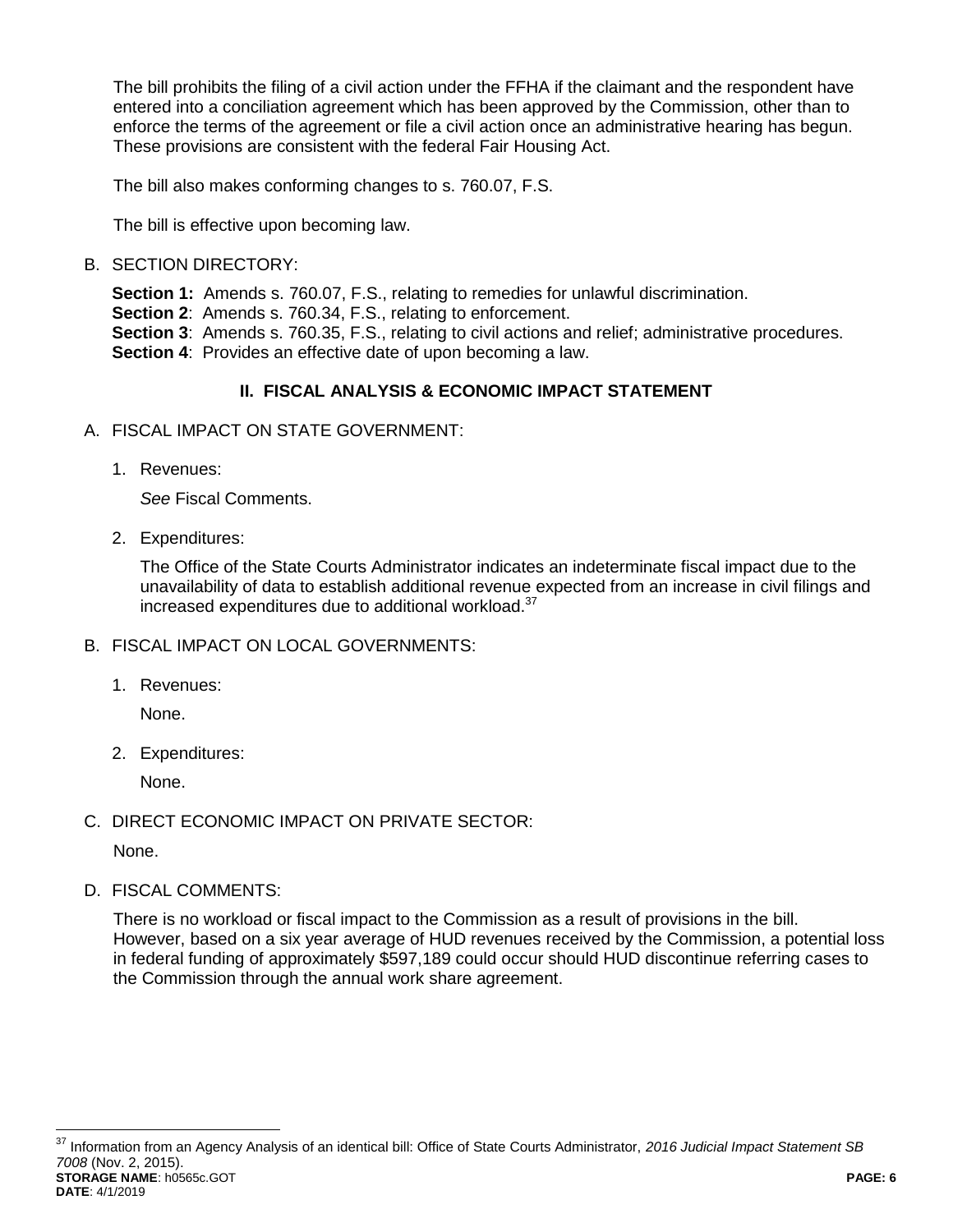The bill prohibits the filing of a civil action under the FFHA if the claimant and the respondent have entered into a conciliation agreement which has been approved by the Commission, other than to enforce the terms of the agreement or file a civil action once an administrative hearing has begun. These provisions are consistent with the federal Fair Housing Act.

The bill also makes conforming changes to s. 760.07, F.S.

The bill is effective upon becoming law.

B. SECTION DIRECTORY:

**Section 1:** Amends s. 760.07, F.S., relating to remedies for unlawful discrimination.
**Section 2**: Amends s. 760.34, F.S., relating to enforcement.
**Section 3**: Amends s. 760.35, F.S., relating to civil actions and relief; administrative procedures.
**Section 4**: Provides an effective date of upon becoming a law.

## II. FISCAL ANALYSIS & ECONOMIC IMPACT STATEMENT

A. FISCAL IMPACT ON STATE GOVERNMENT:

1. Revenues:

   *See* Fiscal Comments.

2. Expenditures:

   The Office of the State Courts Administrator indicates an indeterminate fiscal impact due to the unavailability of data to establish additional revenue expected from an increase in civil filings and increased expenditures due to additional workload.[37]

B. FISCAL IMPACT ON LOCAL GOVERNMENTS:

1. Revenues:

   None.

2. Expenditures:

   None.

C. DIRECT ECONOMIC IMPACT ON PRIVATE SECTOR:

None.

D. FISCAL COMMENTS:

There is no workload or fiscal impact to the Commission as a result of provisions in the bill. However, based on a six year average of HUD revenues received by the Commission, a potential loss in federal funding of approximately $597,189 could occur should HUD discontinue referring cases to the Commission through the annual work share agreement.

---

[37] Information from an Agency Analysis of an identical bill: Office of State Courts Administrator, *2016 Judicial Impact Statement SB 7008* (Nov. 2, 2015).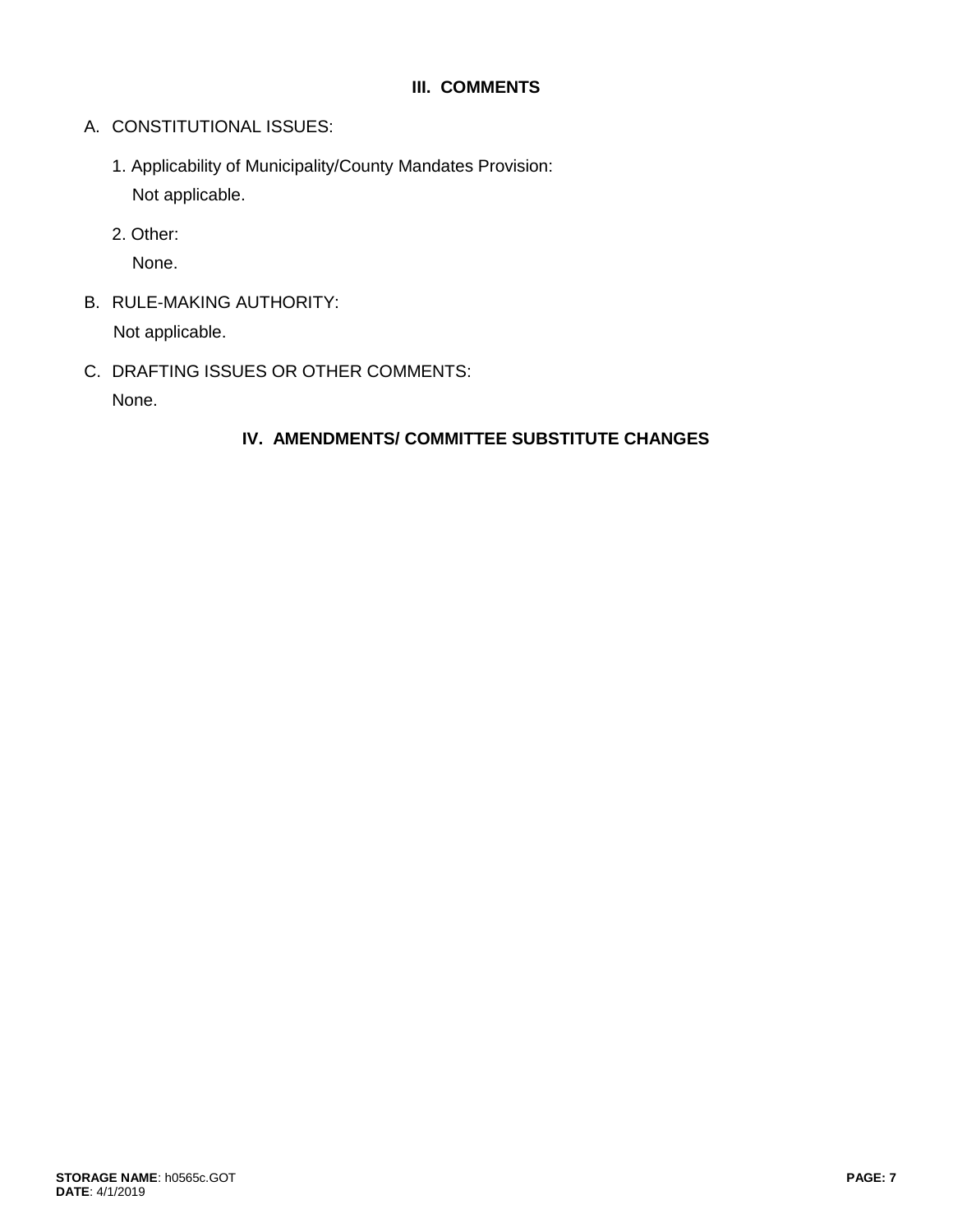## III. COMMENTS

A. CONSTITUTIONAL ISSUES:

1. Applicability of Municipality/County Mandates Provision:

   Not applicable.

2. Other:

   None.

B. RULE-MAKING AUTHORITY:

   Not applicable.

C. DRAFTING ISSUES OR OTHER COMMENTS:

   None.

## IV. AMENDMENTS/ COMMITTEE SUBSTITUTE CHANGES